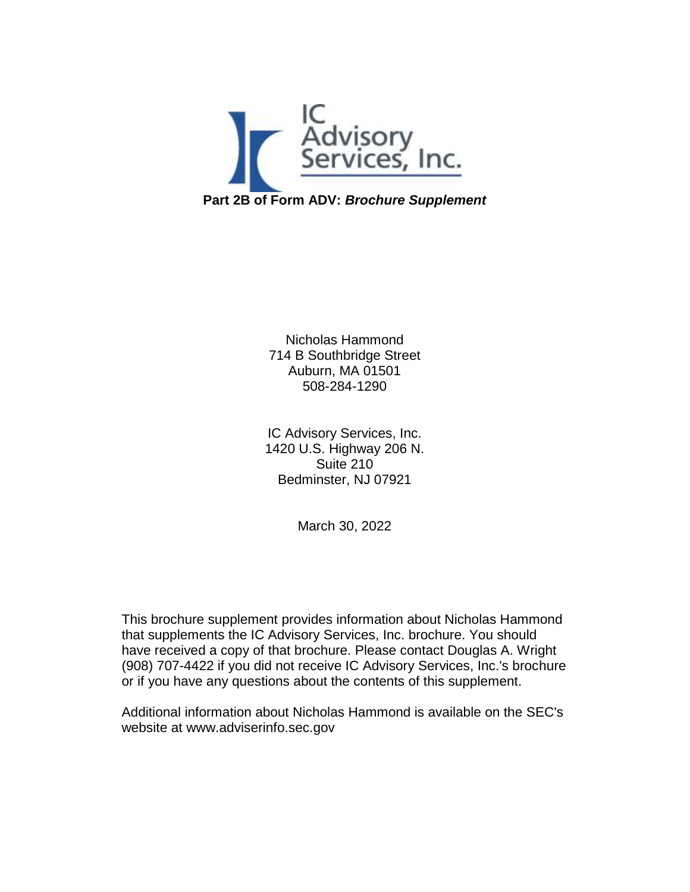IC Advisory Services, Inc.

**Part 2B of Form ADV:** ***Brochure Supplement***

Nicholas Hammond
714 B Southbridge Street
Auburn, MA 01501
508-284-1290

IC Advisory Services, Inc.
1420 U.S. Highway 206 N.
Suite 210
Bedminster, NJ 07921

March 30, 2022

This brochure supplement provides information about Nicholas Hammond that supplements the IC Advisory Services, Inc. brochure. You should have received a copy of that brochure. Please contact Douglas A. Wright (908) 707-4422 if you did not receive IC Advisory Services, Inc.'s brochure or if you have any questions about the contents of this supplement.

Additional information about Nicholas Hammond is available on the SEC's website at www.adviserinfo.sec.gov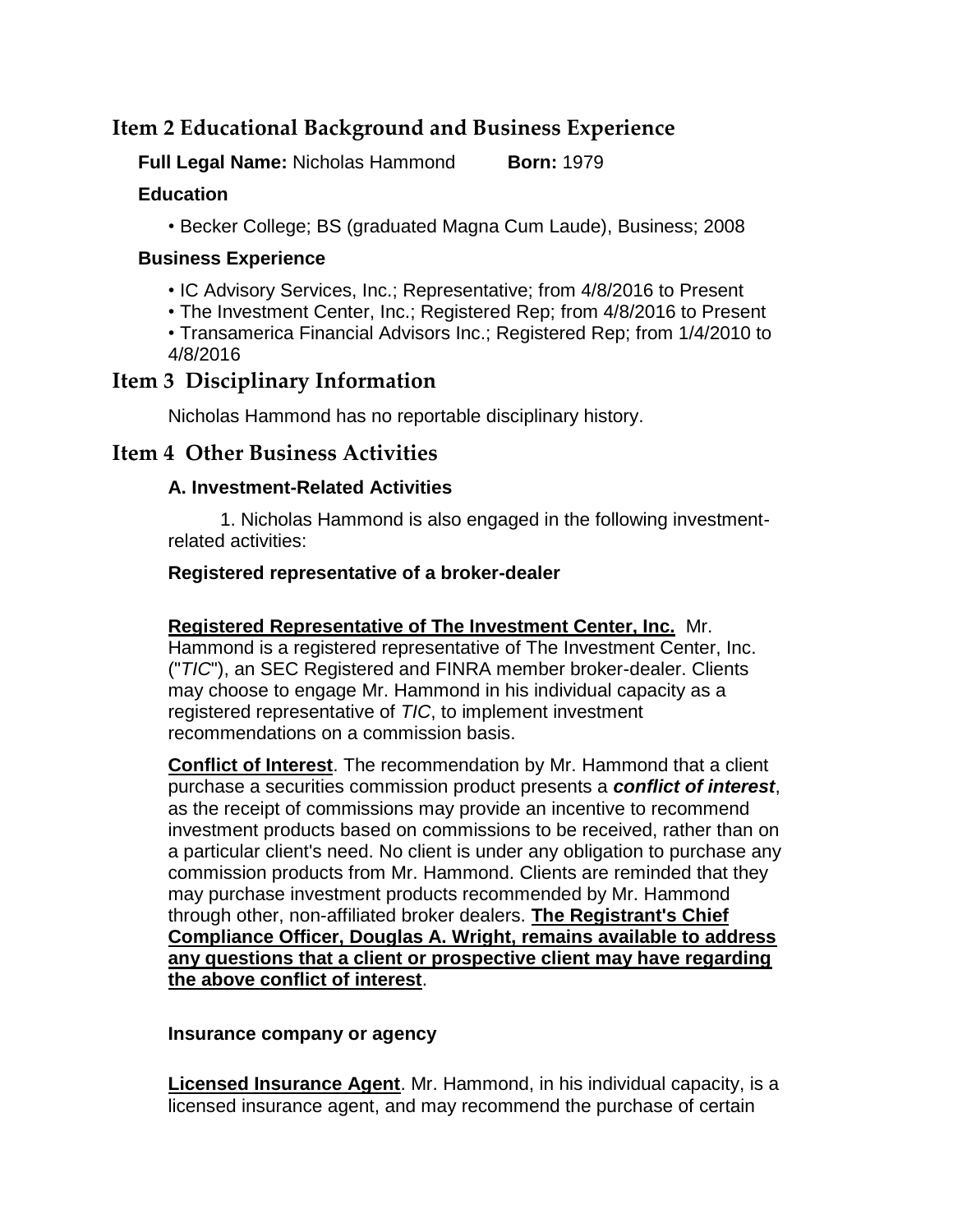## Item 2 Educational Background and Business Experience

**Full Legal Name:** Nicholas Hammond **Born:** 1979

### Education

- Becker College; BS (graduated Magna Cum Laude), Business; 2008

### Business Experience

- IC Advisory Services, Inc.; Representative; from 4/8/2016 to Present
- The Investment Center, Inc.; Registered Rep; from 4/8/2016 to Present
- Transamerica Financial Advisors Inc.; Registered Rep; from 1/4/2010 to 4/8/2016

## Item 3 Disciplinary Information

Nicholas Hammond has no reportable disciplinary history.

## Item 4 Other Business Activities

### A. Investment-Related Activities

1. Nicholas Hammond is also engaged in the following investment-related activities:

**Registered representative of a broker-dealer**

**Registered Representative of The Investment Center, Inc.** Mr. Hammond is a registered representative of The Investment Center, Inc. ("*TIC*"), an SEC Registered and FINRA member broker-dealer. Clients may choose to engage Mr. Hammond in his individual capacity as a registered representative of *TIC*, to implement investment recommendations on a commission basis.

**Conflict of Interest**. The recommendation by Mr. Hammond that a client purchase a securities commission product presents a ***conflict of interest***, as the receipt of commissions may provide an incentive to recommend investment products based on commissions to be received, rather than on a particular client's need. No client is under any obligation to purchase any commission products from Mr. Hammond. Clients are reminded that they may purchase investment products recommended by Mr. Hammond through other, non-affiliated broker dealers. **The Registrant's Chief Compliance Officer, Douglas A. Wright, remains available to address any questions that a client or prospective client may have regarding the above conflict of interest**.

**Insurance company or agency**

**Licensed Insurance Agent**. Mr. Hammond, in his individual capacity, is a licensed insurance agent, and may recommend the purchase of certain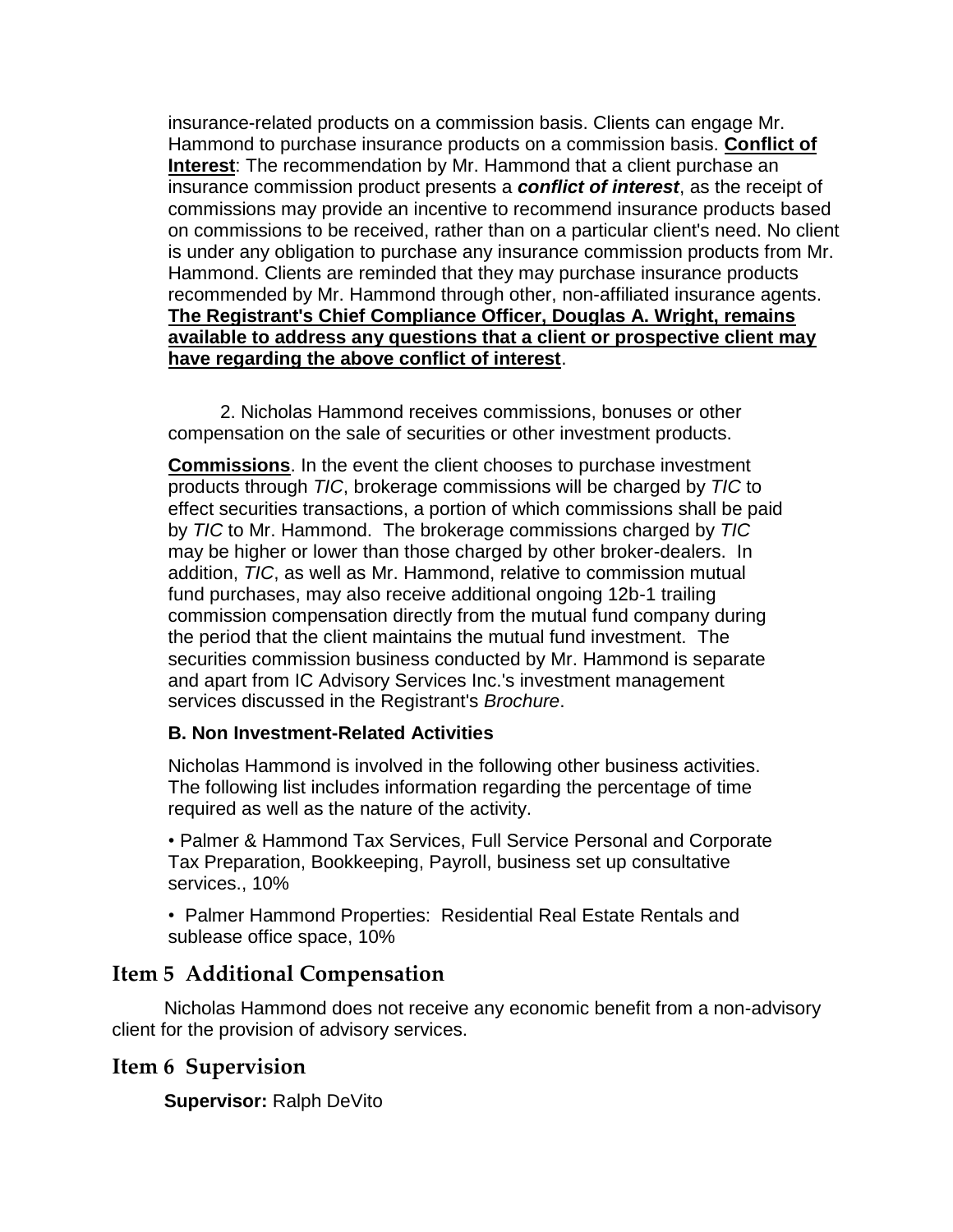insurance-related products on a commission basis. Clients can engage Mr. Hammond to purchase insurance products on a commission basis. **Conflict of Interest**: The recommendation by Mr. Hammond that a client purchase an insurance commission product presents a ***conflict of interest***, as the receipt of commissions may provide an incentive to recommend insurance products based on commissions to be received, rather than on a particular client's need. No client is under any obligation to purchase any insurance commission products from Mr. Hammond. Clients are reminded that they may purchase insurance products recommended by Mr. Hammond through other, non-affiliated insurance agents. **The Registrant's Chief Compliance Officer, Douglas A. Wright, remains available to address any questions that a client or prospective client may have regarding the above conflict of interest**.

2. Nicholas Hammond receives commissions, bonuses or other compensation on the sale of securities or other investment products.

**Commissions**. In the event the client chooses to purchase investment products through *TIC*, brokerage commissions will be charged by *TIC* to effect securities transactions, a portion of which commissions shall be paid by *TIC* to Mr. Hammond. The brokerage commissions charged by *TIC* may be higher or lower than those charged by other broker-dealers. In addition, *TIC*, as well as Mr. Hammond, relative to commission mutual fund purchases, may also receive additional ongoing 12b-1 trailing commission compensation directly from the mutual fund company during the period that the client maintains the mutual fund investment. The securities commission business conducted by Mr. Hammond is separate and apart from IC Advisory Services Inc.'s investment management services discussed in the Registrant's *Brochure*.

**B. Non Investment-Related Activities**

Nicholas Hammond is involved in the following other business activities. The following list includes information regarding the percentage of time required as well as the nature of the activity.

- Palmer & Hammond Tax Services, Full Service Personal and Corporate Tax Preparation, Bookkeeping, Payroll, business set up consultative services., 10%
- Palmer Hammond Properties: Residential Real Estate Rentals and sublease office space, 10%

## Item 5 Additional Compensation

Nicholas Hammond does not receive any economic benefit from a non-advisory client for the provision of advisory services.

## Item 6 Supervision

**Supervisor:** Ralph DeVito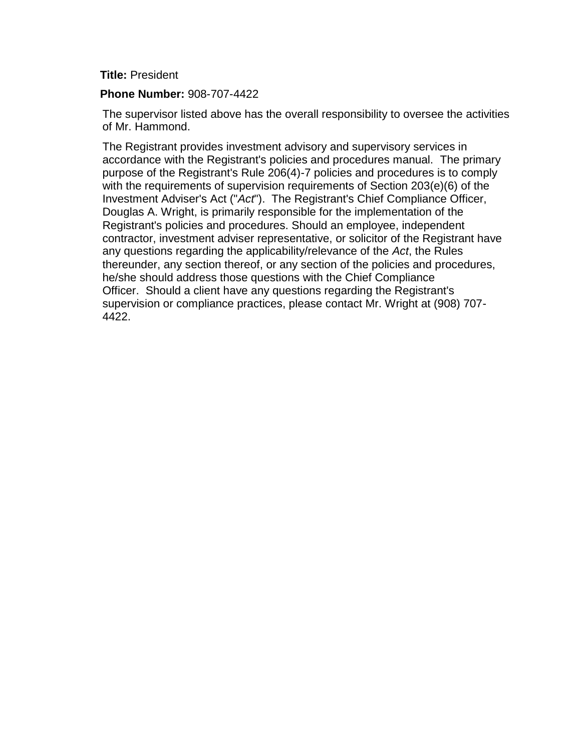**Title:** President

**Phone Number:** 908-707-4422

The supervisor listed above has the overall responsibility to oversee the activities of Mr. Hammond.

The Registrant provides investment advisory and supervisory services in accordance with the Registrant's policies and procedures manual. The primary purpose of the Registrant's Rule 206(4)-7 policies and procedures is to comply with the requirements of supervision requirements of Section 203(e)(6) of the Investment Adviser's Act ("*Act*"). The Registrant's Chief Compliance Officer, Douglas A. Wright, is primarily responsible for the implementation of the Registrant's policies and procedures. Should an employee, independent contractor, investment adviser representative, or solicitor of the Registrant have any questions regarding the applicability/relevance of the *Act*, the Rules thereunder, any section thereof, or any section of the policies and procedures, he/she should address those questions with the Chief Compliance Officer. Should a client have any questions regarding the Registrant's supervision or compliance practices, please contact Mr. Wright at (908) 707-4422.